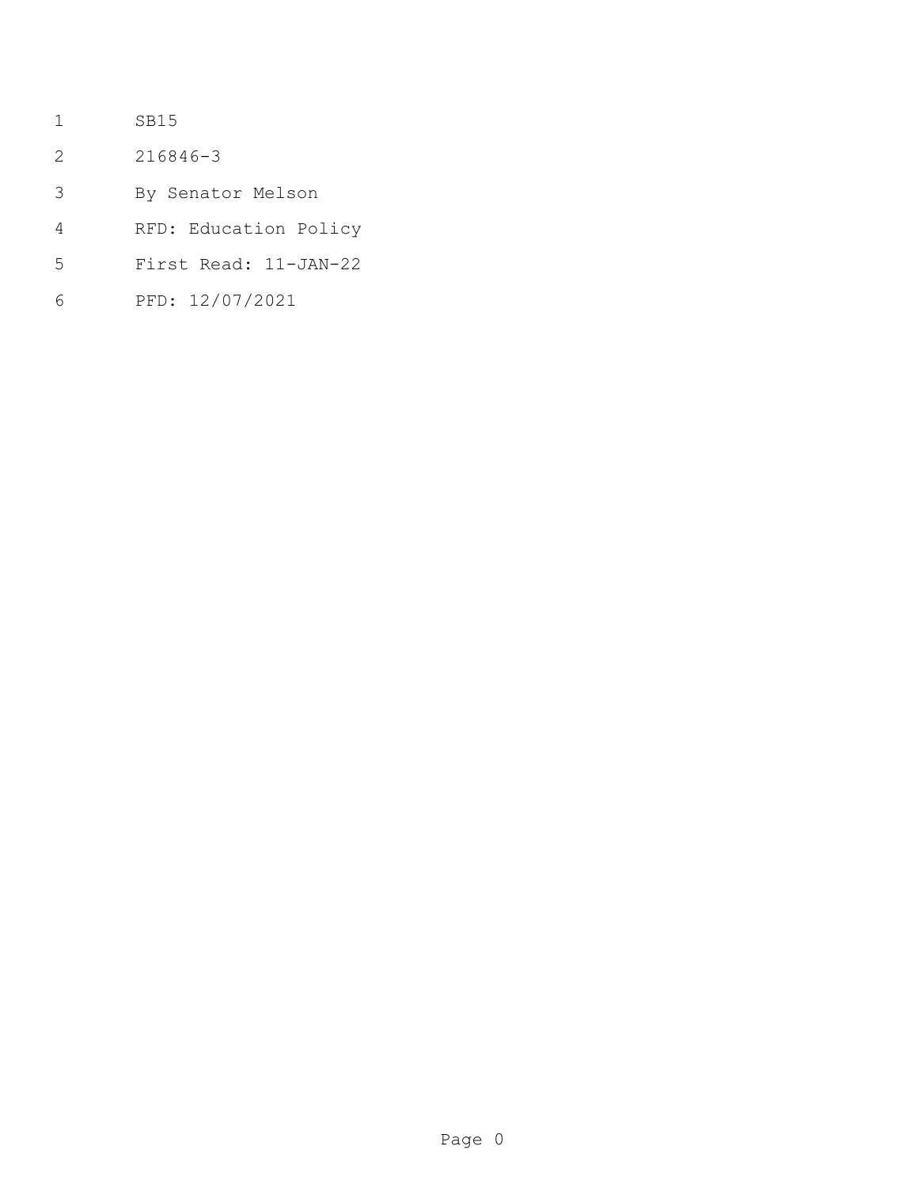SB15

216846-3

By Senator Melson

RFD: Education Policy

First Read: 11-JAN-22

PFD: 12/07/2021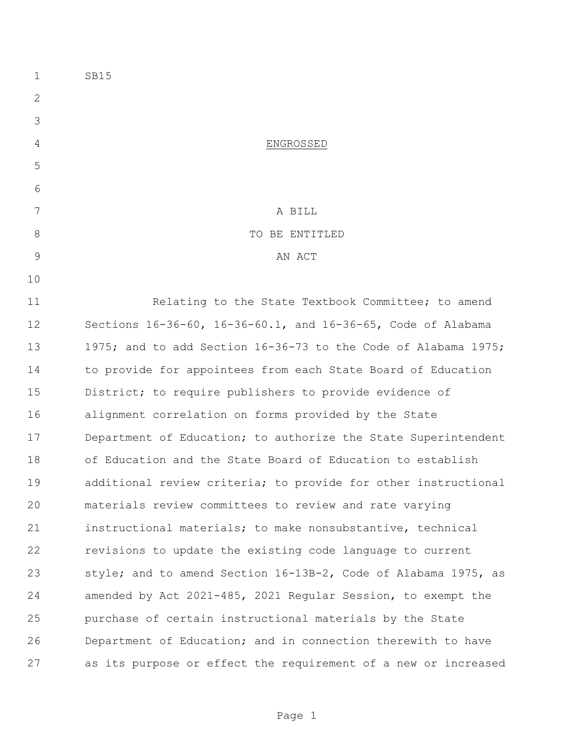SB15

ENGROSSED

A BILL
TO BE ENTITLED
AN ACT

Relating to the State Textbook Committee; to amend Sections 16-36-60, 16-36-60.1, and 16-36-65, Code of Alabama 1975; and to add Section 16-36-73 to the Code of Alabama 1975; to provide for appointees from each State Board of Education District; to require publishers to provide evidence of alignment correlation on forms provided by the State Department of Education; to authorize the State Superintendent of Education and the State Board of Education to establish additional review criteria; to provide for other instructional materials review committees to review and rate varying instructional materials; to make nonsubstantive, technical revisions to update the existing code language to current style; and to amend Section 16-13B-2, Code of Alabama 1975, as amended by Act 2021-485, 2021 Regular Session, to exempt the purchase of certain instructional materials by the State Department of Education; and in connection therewith to have as its purpose or effect the requirement of a new or increased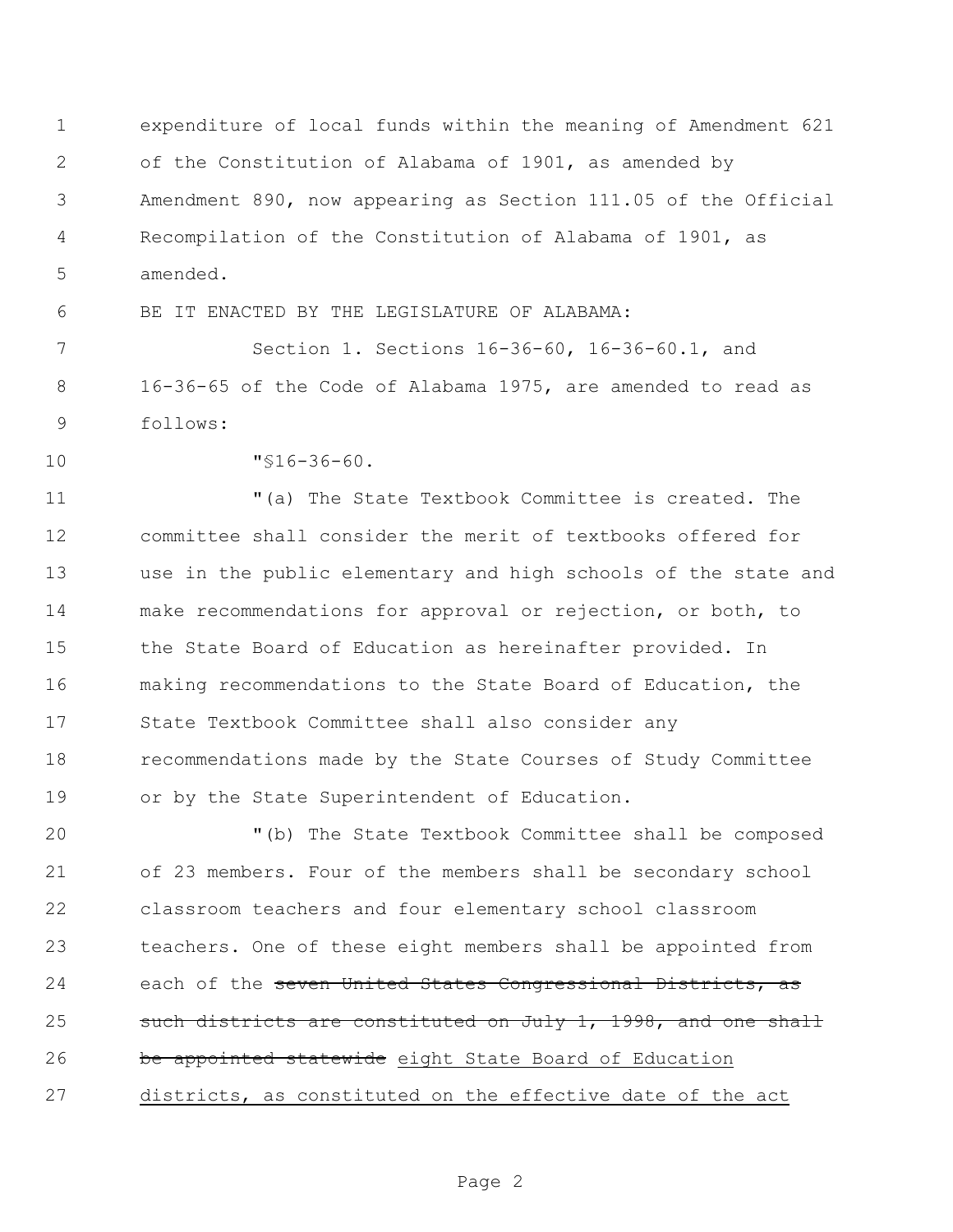expenditure of local funds within the meaning of Amendment 621 of the Constitution of Alabama of 1901, as amended by Amendment 890, now appearing as Section 111.05 of the Official Recompilation of the Constitution of Alabama of 1901, as amended.

BE IT ENACTED BY THE LEGISLATURE OF ALABAMA:

Section 1. Sections 16-36-60, 16-36-60.1, and 16-36-65 of the Code of Alabama 1975, are amended to read as follows:

"§16-36-60.

"(a) The State Textbook Committee is created. The committee shall consider the merit of textbooks offered for use in the public elementary and high schools of the state and make recommendations for approval or rejection, or both, to the State Board of Education as hereinafter provided. In making recommendations to the State Board of Education, the State Textbook Committee shall also consider any recommendations made by the State Courses of Study Committee or by the State Superintendent of Education.

"(b) The State Textbook Committee shall be composed of 23 members. Four of the members shall be secondary school classroom teachers and four elementary school classroom teachers. One of these eight members shall be appointed from each of the ~~seven United States Congressional Districts, as such districts are constituted on July 1, 1998, and one shall be appointed statewide~~ <u>eight State Board of Education districts, as constituted on the effective date of the act</u>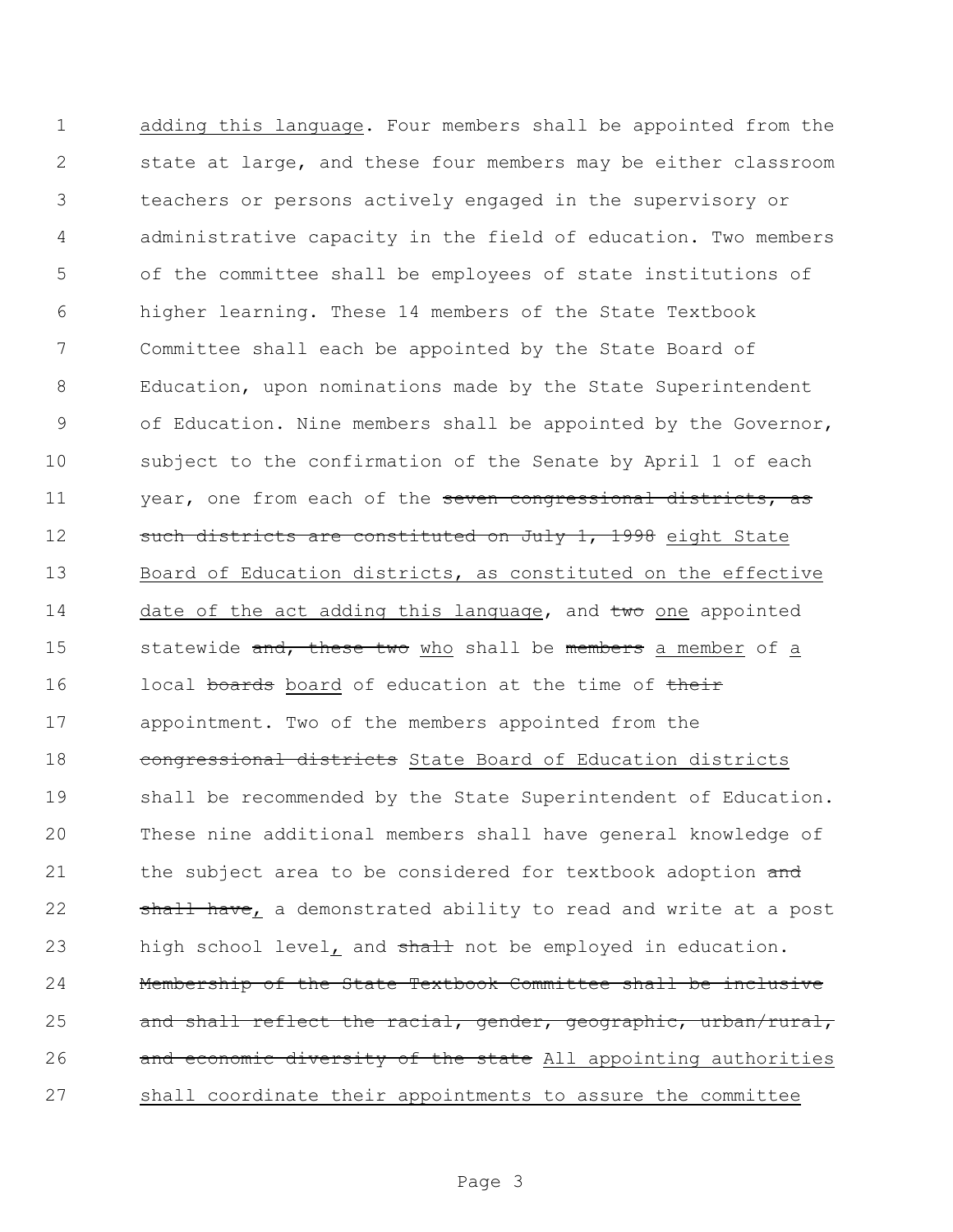adding this language. Four members shall be appointed from the state at large, and these four members may be either classroom teachers or persons actively engaged in the supervisory or administrative capacity in the field of education. Two members of the committee shall be employees of state institutions of higher learning. These 14 members of the State Textbook Committee shall each be appointed by the State Board of Education, upon nominations made by the State Superintendent of Education. Nine members shall be appointed by the Governor, subject to the confirmation of the Senate by April 1 of each year, one from each of the ~~seven congressional districts, as such districts are constituted on July 1, 1998~~ eight State Board of Education districts, as constituted on the effective date of the act adding this language, and ~~two~~ one appointed statewide ~~and, these two~~ who shall be ~~members~~ a member of a local ~~boards~~ board of education at the time of ~~their~~ appointment. Two of the members appointed from the ~~congressional districts~~ State Board of Education districts shall be recommended by the State Superintendent of Education. These nine additional members shall have general knowledge of the subject area to be considered for textbook adoption ~~and shall have~~, a demonstrated ability to read and write at a post high school level, and ~~shall~~ not be employed in education. ~~Membership of the State Textbook Committee shall be inclusive and shall reflect the racial, gender, geographic, urban/rural, and economic diversity of the state~~ All appointing authorities shall coordinate their appointments to assure the committee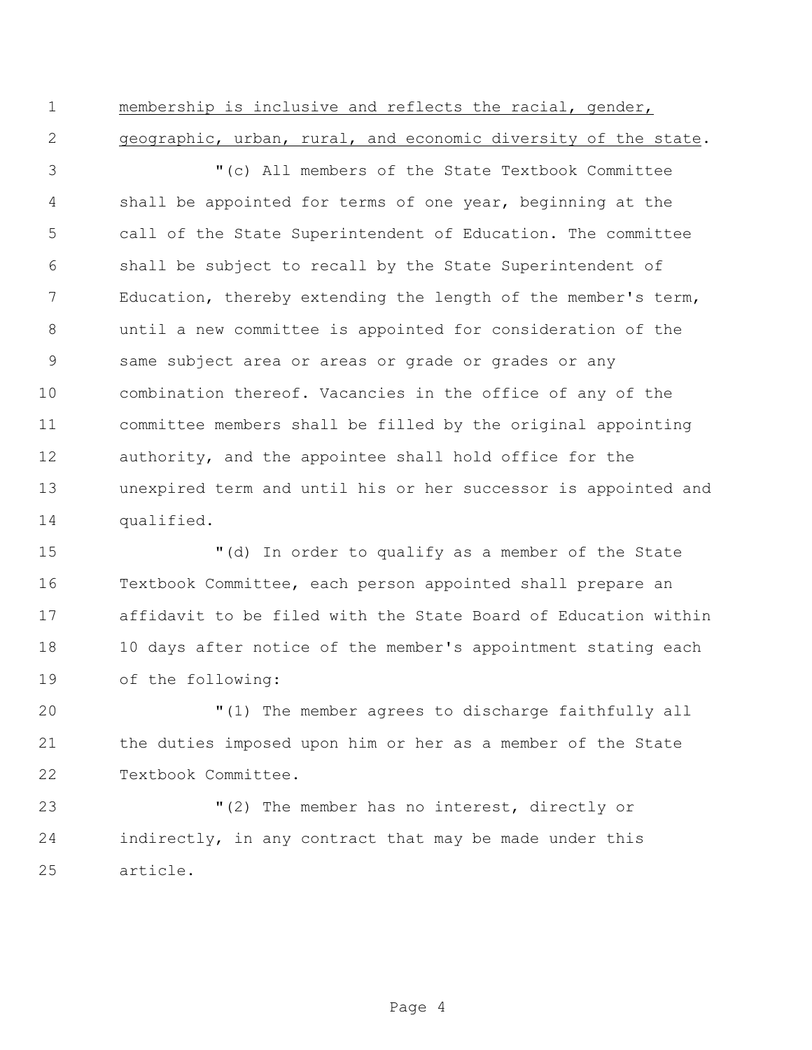<u>membership is inclusive and reflects the racial, gender, geographic, urban, rural, and economic diversity of the state</u>.

"(c) All members of the State Textbook Committee shall be appointed for terms of one year, beginning at the call of the State Superintendent of Education. The committee shall be subject to recall by the State Superintendent of Education, thereby extending the length of the member's term, until a new committee is appointed for consideration of the same subject area or areas or grade or grades or any combination thereof. Vacancies in the office of any of the committee members shall be filled by the original appointing authority, and the appointee shall hold office for the unexpired term and until his or her successor is appointed and qualified.

"(d) In order to qualify as a member of the State Textbook Committee, each person appointed shall prepare an affidavit to be filed with the State Board of Education within 10 days after notice of the member's appointment stating each of the following:

"(1) The member agrees to discharge faithfully all the duties imposed upon him or her as a member of the State Textbook Committee.

"(2) The member has no interest, directly or indirectly, in any contract that may be made under this article.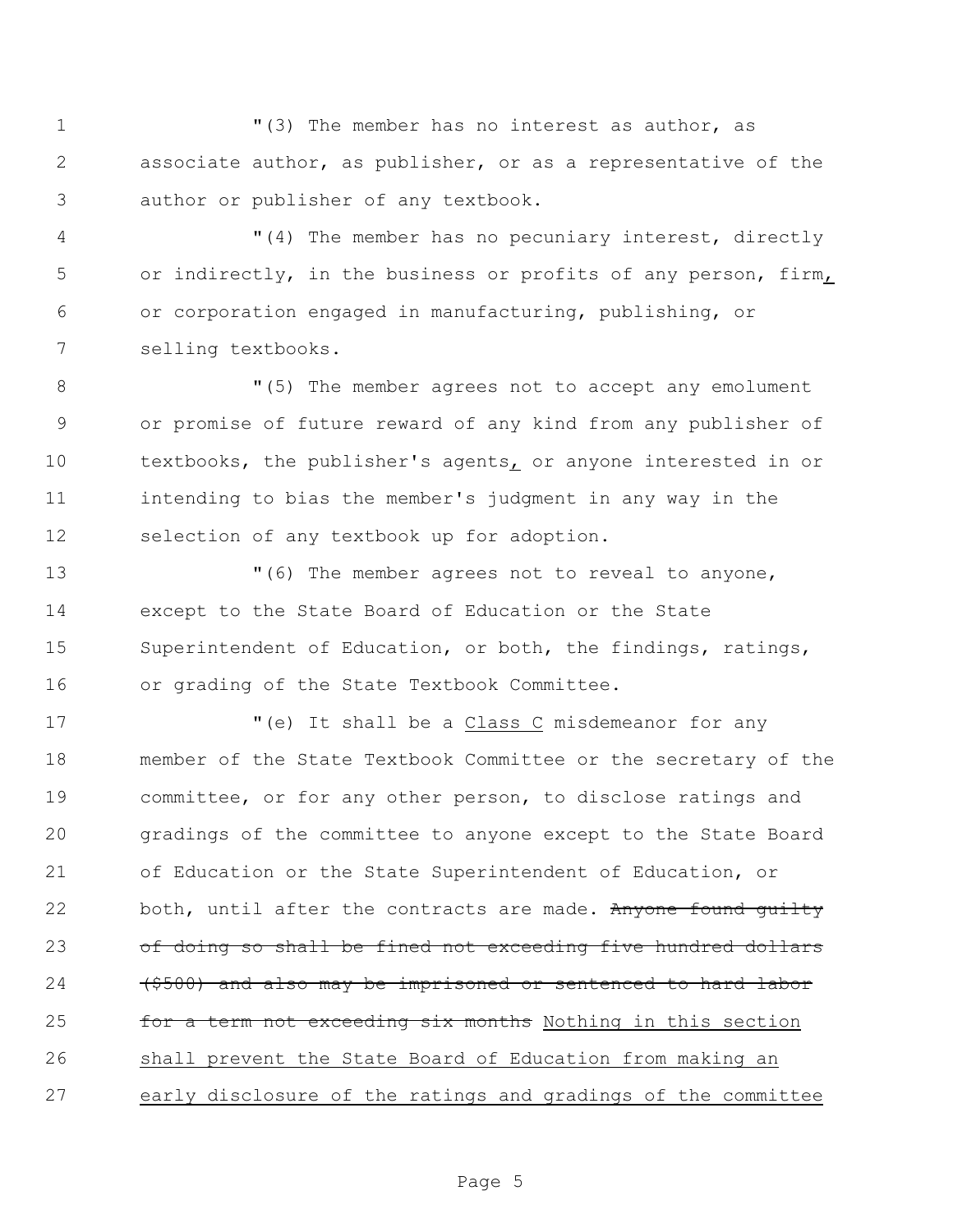"(3) The member has no interest as author, as associate author, as publisher, or as a representative of the author or publisher of any textbook.

"(4) The member has no pecuniary interest, directly or indirectly, in the business or profits of any person, firm<u>,</u> or corporation engaged in manufacturing, publishing, or selling textbooks.

"(5) The member agrees not to accept any emolument or promise of future reward of any kind from any publisher of textbooks, the publisher's agents<u>,</u> or anyone interested in or intending to bias the member's judgment in any way in the selection of any textbook up for adoption.

"(6) The member agrees not to reveal to anyone, except to the State Board of Education or the State Superintendent of Education, or both, the findings, ratings, or grading of the State Textbook Committee.

"(e) It shall be a <u>Class C</u> misdemeanor for any member of the State Textbook Committee or the secretary of the committee, or for any other person, to disclose ratings and gradings of the committee to anyone except to the State Board of Education or the State Superintendent of Education, or both, until after the contracts are made. ~~Anyone found guilty of doing so shall be fined not exceeding five hundred dollars ($500) and also may be imprisoned or sentenced to hard labor for a term not exceeding six months~~ <u>Nothing in this section shall prevent the State Board of Education from making an early disclosure of the ratings and gradings of the committee</u>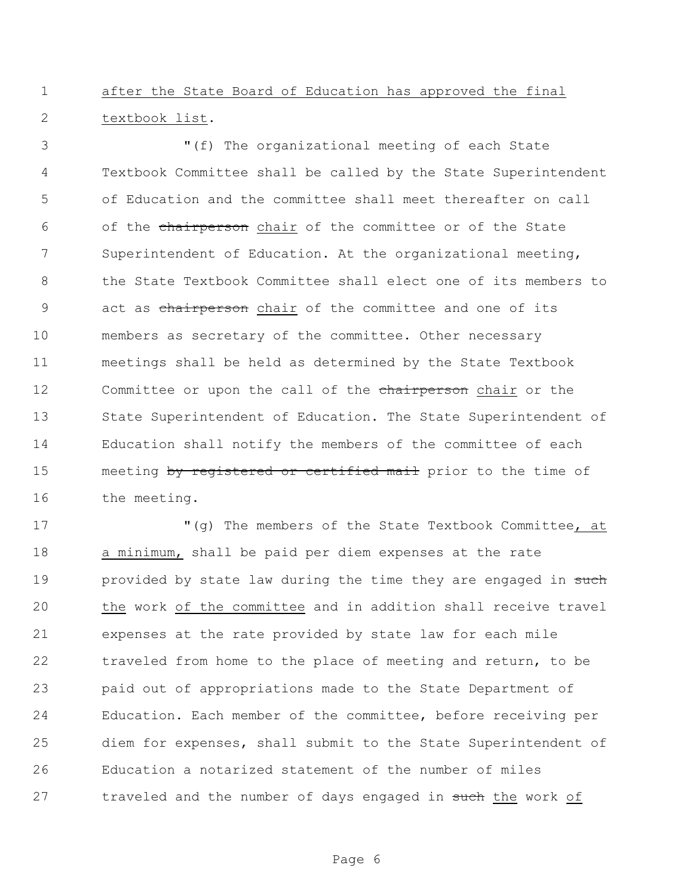after the State Board of Education has approved the final textbook list.

"(f) The organizational meeting of each State Textbook Committee shall be called by the State Superintendent of Education and the committee shall meet thereafter on call of the ~~chairperson~~ chair of the committee or of the State Superintendent of Education. At the organizational meeting, the State Textbook Committee shall elect one of its members to act as ~~chairperson~~ chair of the committee and one of its members as secretary of the committee. Other necessary meetings shall be held as determined by the State Textbook Committee or upon the call of the ~~chairperson~~ chair or the State Superintendent of Education. The State Superintendent of Education shall notify the members of the committee of each meeting ~~by registered or certified mail~~ prior to the time of the meeting.

"(g) The members of the State Textbook Committee, at a minimum, shall be paid per diem expenses at the rate provided by state law during the time they are engaged in ~~such~~ the work of the committee and in addition shall receive travel expenses at the rate provided by state law for each mile traveled from home to the place of meeting and return, to be paid out of appropriations made to the State Department of Education. Each member of the committee, before receiving per diem for expenses, shall submit to the State Superintendent of Education a notarized statement of the number of miles traveled and the number of days engaged in ~~such~~ the work of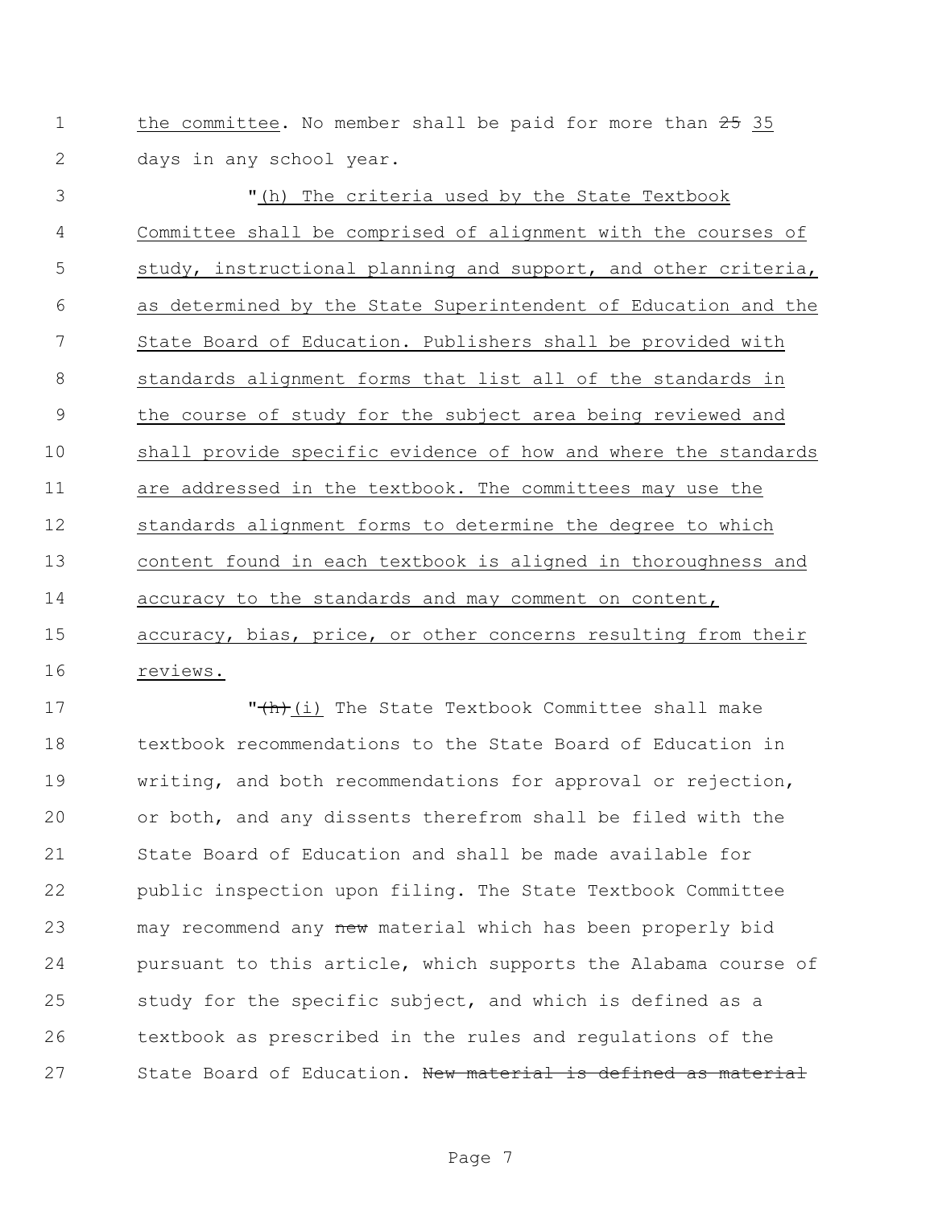the committee. No member shall be paid for more than ~~25~~ 35 days in any school year.

"(h) The criteria used by the State Textbook Committee shall be comprised of alignment with the courses of study, instructional planning and support, and other criteria, as determined by the State Superintendent of Education and the State Board of Education. Publishers shall be provided with standards alignment forms that list all of the standards in the course of study for the subject area being reviewed and shall provide specific evidence of how and where the standards are addressed in the textbook. The committees may use the standards alignment forms to determine the degree to which content found in each textbook is aligned in thoroughness and accuracy to the standards and may comment on content, accuracy, bias, price, or other concerns resulting from their reviews.

"~~(h)~~ (i) The State Textbook Committee shall make textbook recommendations to the State Board of Education in writing, and both recommendations for approval or rejection, or both, and any dissents therefrom shall be filed with the State Board of Education and shall be made available for public inspection upon filing. The State Textbook Committee may recommend any ~~new~~ material which has been properly bid pursuant to this article, which supports the Alabama course of study for the specific subject, and which is defined as a textbook as prescribed in the rules and regulations of the State Board of Education. ~~New material is defined as material~~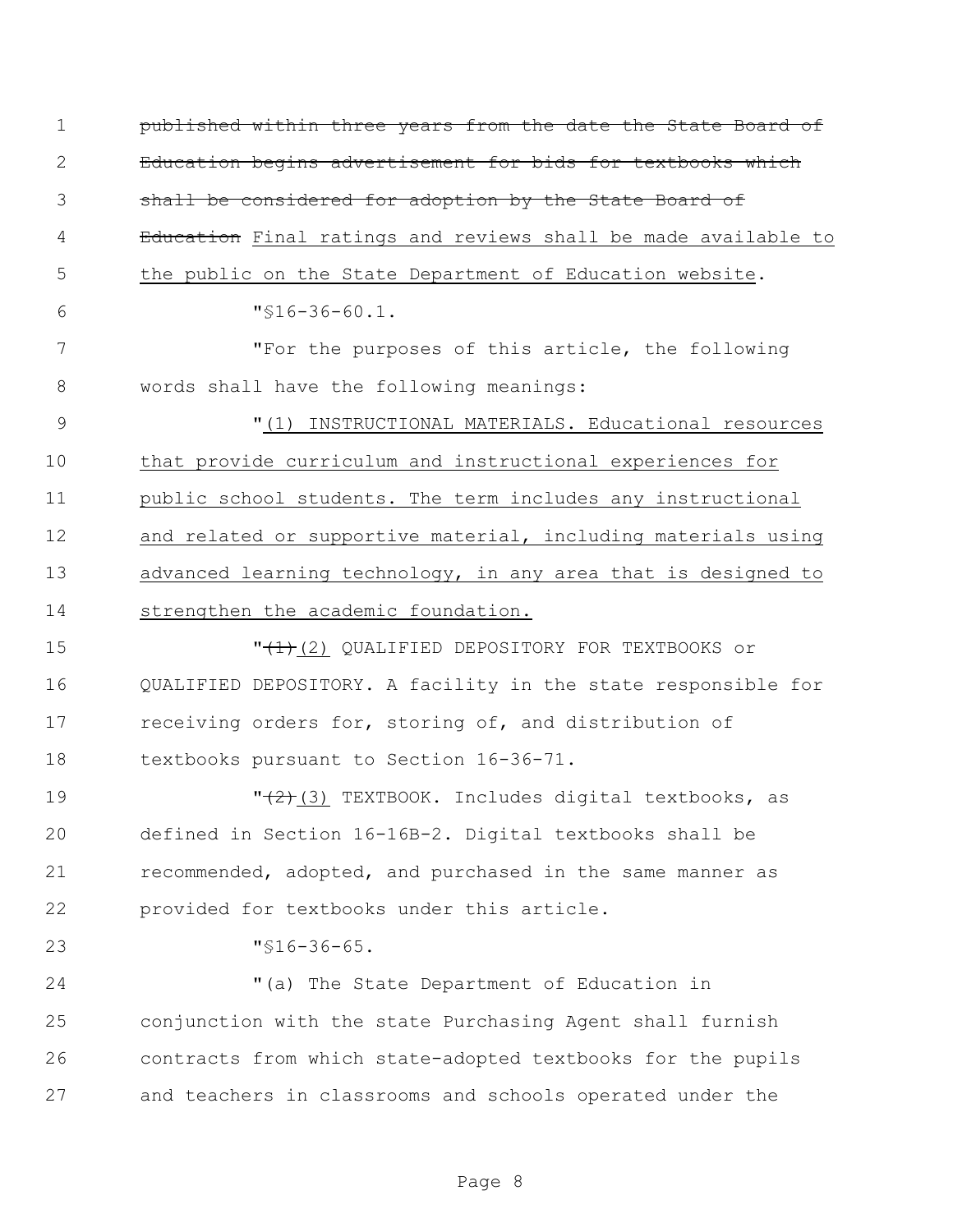~~published within three years from the date the State Board of Education begins advertisement for bids for textbooks which shall be considered for adoption by the State Board of Education~~ Final ratings and reviews shall be made available to the public on the State Department of Education website.

"§16-36-60.1.

"For the purposes of this article, the following words shall have the following meanings:

"(1) INSTRUCTIONAL MATERIALS. Educational resources that provide curriculum and instructional experiences for public school students. The term includes any instructional and related or supportive material, including materials using advanced learning technology, in any area that is designed to strengthen the academic foundation.

"~~(1)~~ (2) QUALIFIED DEPOSITORY FOR TEXTBOOKS or QUALIFIED DEPOSITORY. A facility in the state responsible for receiving orders for, storing of, and distribution of textbooks pursuant to Section 16-36-71.

"~~(2)~~ (3) TEXTBOOK. Includes digital textbooks, as defined in Section 16-16B-2. Digital textbooks shall be recommended, adopted, and purchased in the same manner as provided for textbooks under this article.

"§16-36-65.

"(a) The State Department of Education in conjunction with the state Purchasing Agent shall furnish contracts from which state-adopted textbooks for the pupils and teachers in classrooms and schools operated under the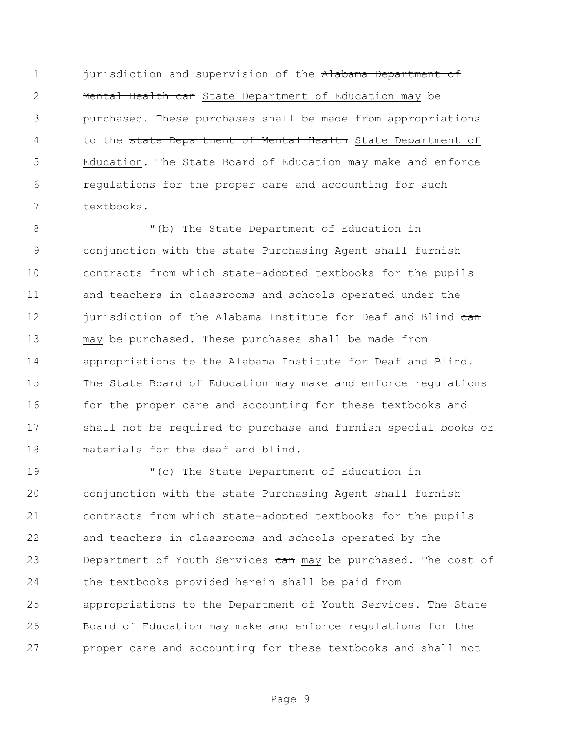jurisdiction and supervision of the ~~Alabama Department of Mental Health can~~ State Department of Education may be purchased. These purchases shall be made from appropriations to the ~~state Department of Mental Health~~ State Department of Education. The State Board of Education may make and enforce regulations for the proper care and accounting for such textbooks.

"(b) The State Department of Education in conjunction with the state Purchasing Agent shall furnish contracts from which state-adopted textbooks for the pupils and teachers in classrooms and schools operated under the jurisdiction of the Alabama Institute for Deaf and Blind ~~can~~ may be purchased. These purchases shall be made from appropriations to the Alabama Institute for Deaf and Blind. The State Board of Education may make and enforce regulations for the proper care and accounting for these textbooks and shall not be required to purchase and furnish special books or materials for the deaf and blind.

"(c) The State Department of Education in conjunction with the state Purchasing Agent shall furnish contracts from which state-adopted textbooks for the pupils and teachers in classrooms and schools operated by the Department of Youth Services ~~can~~ may be purchased. The cost of the textbooks provided herein shall be paid from appropriations to the Department of Youth Services. The State Board of Education may make and enforce regulations for the proper care and accounting for these textbooks and shall not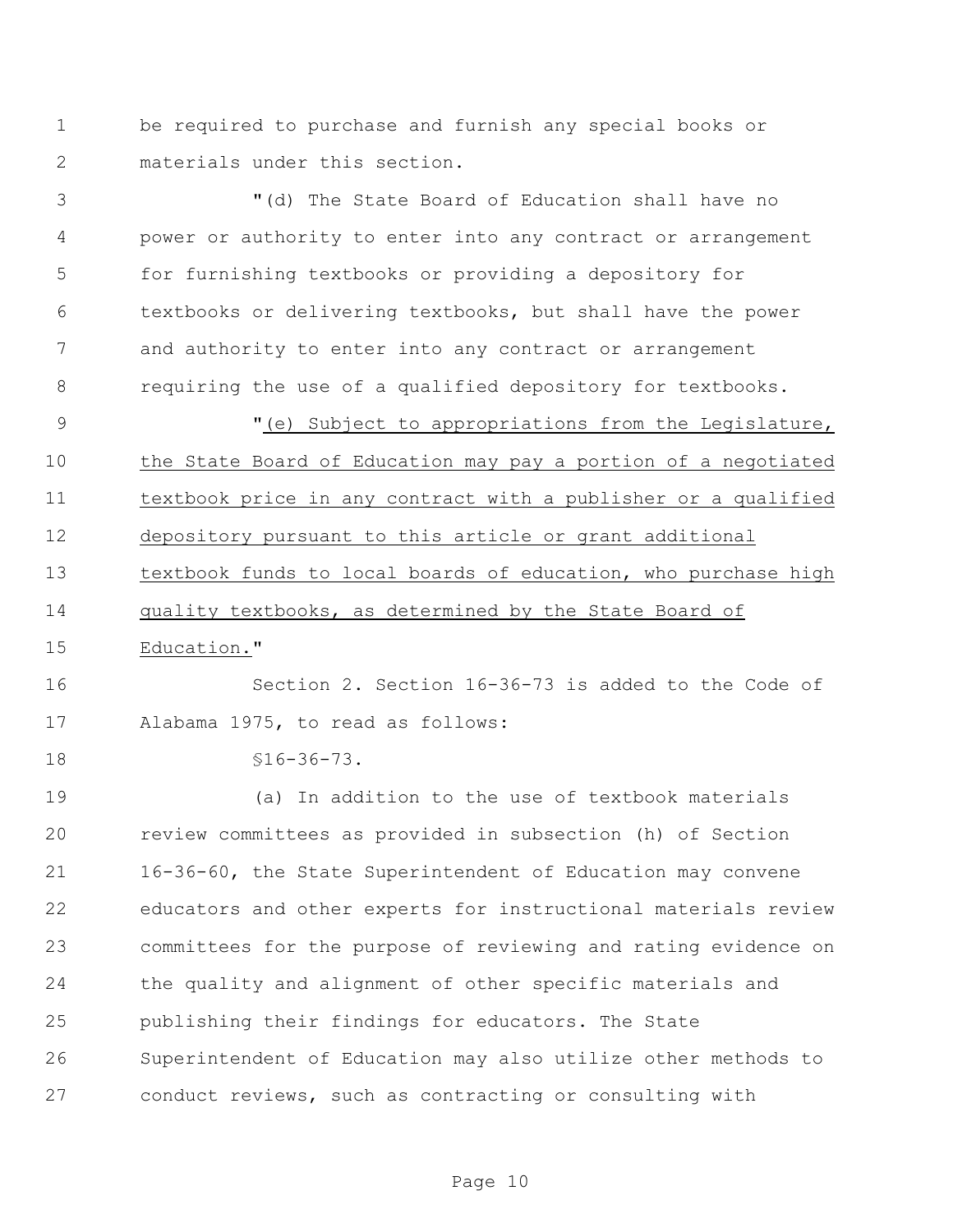be required to purchase and furnish any special books or materials under this section.

"(d) The State Board of Education shall have no power or authority to enter into any contract or arrangement for furnishing textbooks or providing a depository for textbooks or delivering textbooks, but shall have the power and authority to enter into any contract or arrangement requiring the use of a qualified depository for textbooks.

"(e) Subject to appropriations from the Legislature, the State Board of Education may pay a portion of a negotiated textbook price in any contract with a publisher or a qualified depository pursuant to this article or grant additional textbook funds to local boards of education, who purchase high quality textbooks, as determined by the State Board of Education."

Section 2. Section 16-36-73 is added to the Code of Alabama 1975, to read as follows:

§16-36-73.

(a) In addition to the use of textbook materials review committees as provided in subsection (h) of Section 16-36-60, the State Superintendent of Education may convene educators and other experts for instructional materials review committees for the purpose of reviewing and rating evidence on the quality and alignment of other specific materials and publishing their findings for educators. The State Superintendent of Education may also utilize other methods to conduct reviews, such as contracting or consulting with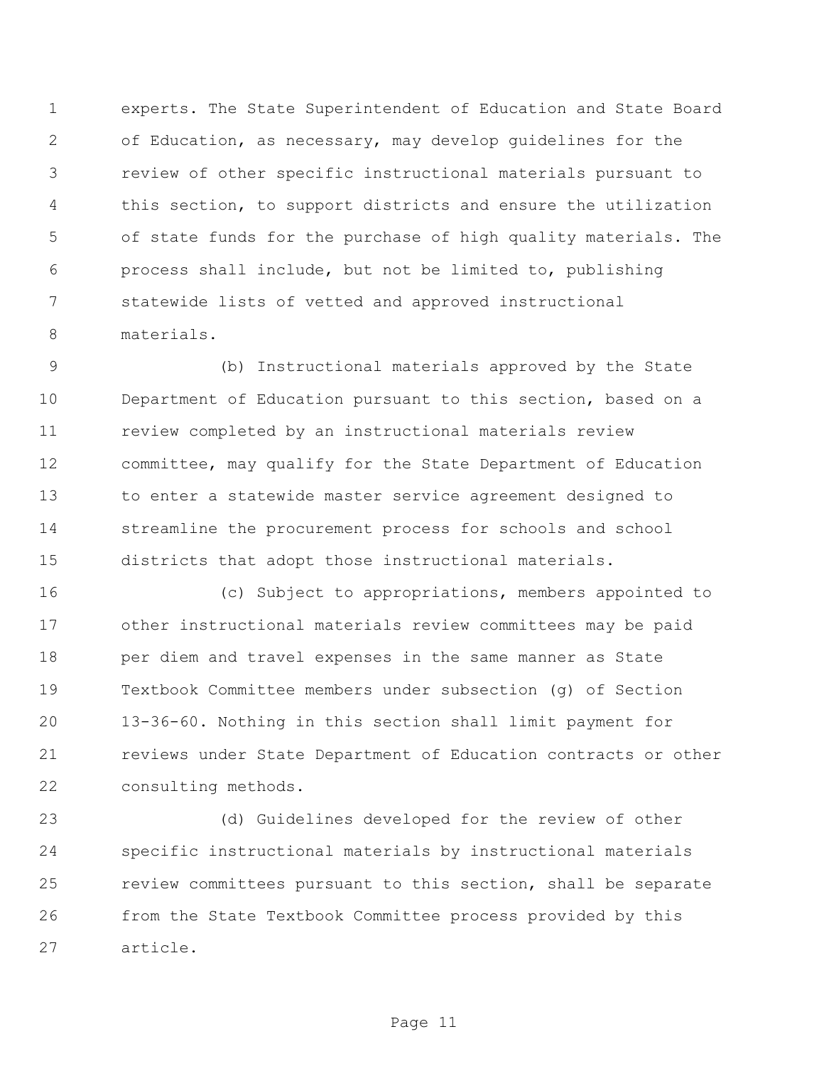experts. The State Superintendent of Education and State Board of Education, as necessary, may develop guidelines for the review of other specific instructional materials pursuant to this section, to support districts and ensure the utilization of state funds for the purchase of high quality materials. The process shall include, but not be limited to, publishing statewide lists of vetted and approved instructional materials.

(b) Instructional materials approved by the State Department of Education pursuant to this section, based on a review completed by an instructional materials review committee, may qualify for the State Department of Education to enter a statewide master service agreement designed to streamline the procurement process for schools and school districts that adopt those instructional materials.

(c) Subject to appropriations, members appointed to other instructional materials review committees may be paid per diem and travel expenses in the same manner as State Textbook Committee members under subsection (g) of Section 13-36-60. Nothing in this section shall limit payment for reviews under State Department of Education contracts or other consulting methods.

(d) Guidelines developed for the review of other specific instructional materials by instructional materials review committees pursuant to this section, shall be separate from the State Textbook Committee process provided by this article.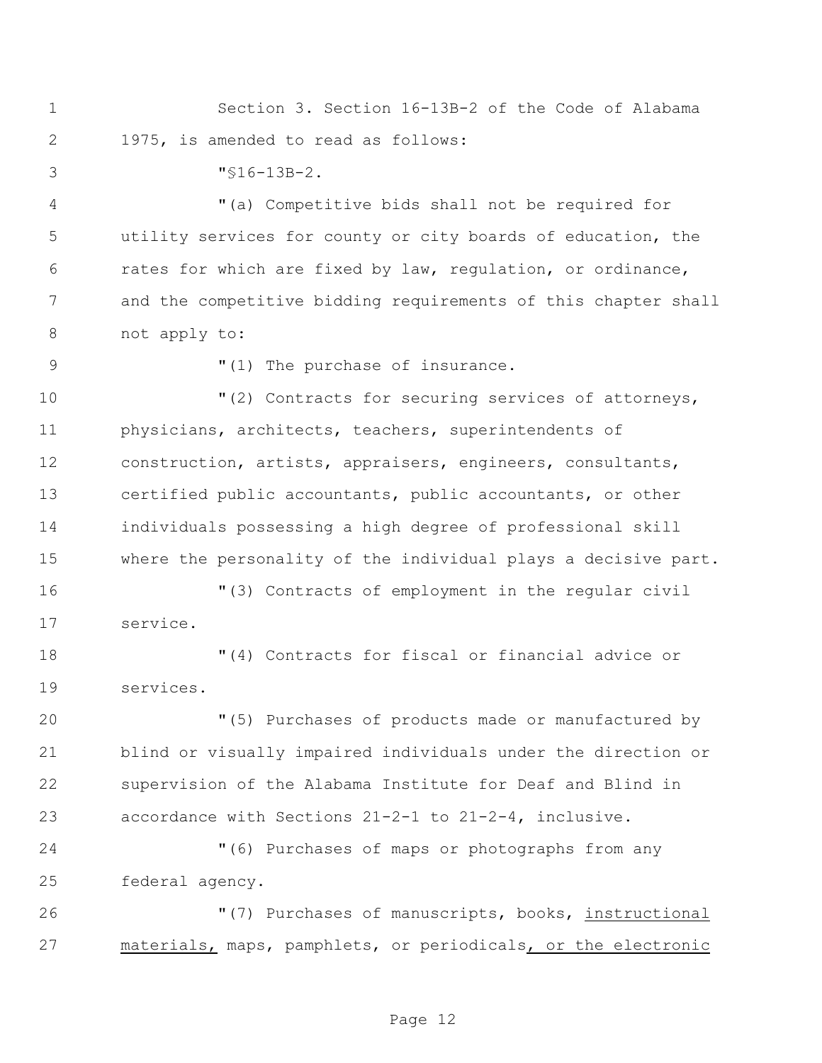Section 3. Section 16-13B-2 of the Code of Alabama 1975, is amended to read as follows:

"§16-13B-2.

"(a) Competitive bids shall not be required for utility services for county or city boards of education, the rates for which are fixed by law, regulation, or ordinance, and the competitive bidding requirements of this chapter shall not apply to:

"(1) The purchase of insurance.

"(2) Contracts for securing services of attorneys, physicians, architects, teachers, superintendents of construction, artists, appraisers, engineers, consultants, certified public accountants, public accountants, or other individuals possessing a high degree of professional skill where the personality of the individual plays a decisive part.

"(3) Contracts of employment in the regular civil service.

"(4) Contracts for fiscal or financial advice or services.

"(5) Purchases of products made or manufactured by blind or visually impaired individuals under the direction or supervision of the Alabama Institute for Deaf and Blind in accordance with Sections 21-2-1 to 21-2-4, inclusive.

"(6) Purchases of maps or photographs from any federal agency.

"(7) Purchases of manuscripts, books, <u>instructional materials,</u> maps, pamphlets, or periodicals<u>, or the electronic</u>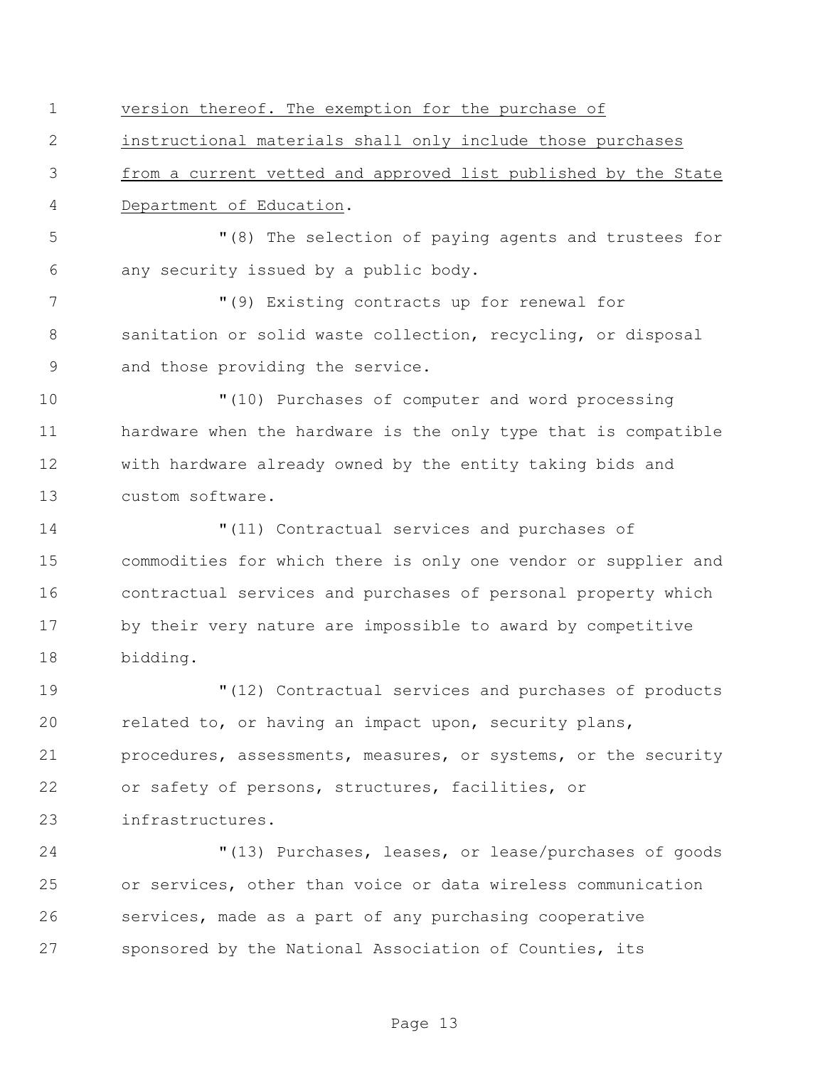<u>version thereof. The exemption for the purchase of instructional materials shall only include those purchases from a current vetted and approved list published by the State Department of Education</u>.

"(8) The selection of paying agents and trustees for any security issued by a public body.

"(9) Existing contracts up for renewal for sanitation or solid waste collection, recycling, or disposal and those providing the service.

"(10) Purchases of computer and word processing hardware when the hardware is the only type that is compatible with hardware already owned by the entity taking bids and custom software.

"(11) Contractual services and purchases of commodities for which there is only one vendor or supplier and contractual services and purchases of personal property which by their very nature are impossible to award by competitive bidding.

"(12) Contractual services and purchases of products related to, or having an impact upon, security plans, procedures, assessments, measures, or systems, or the security or safety of persons, structures, facilities, or infrastructures.

"(13) Purchases, leases, or lease/purchases of goods or services, other than voice or data wireless communication services, made as a part of any purchasing cooperative sponsored by the National Association of Counties, its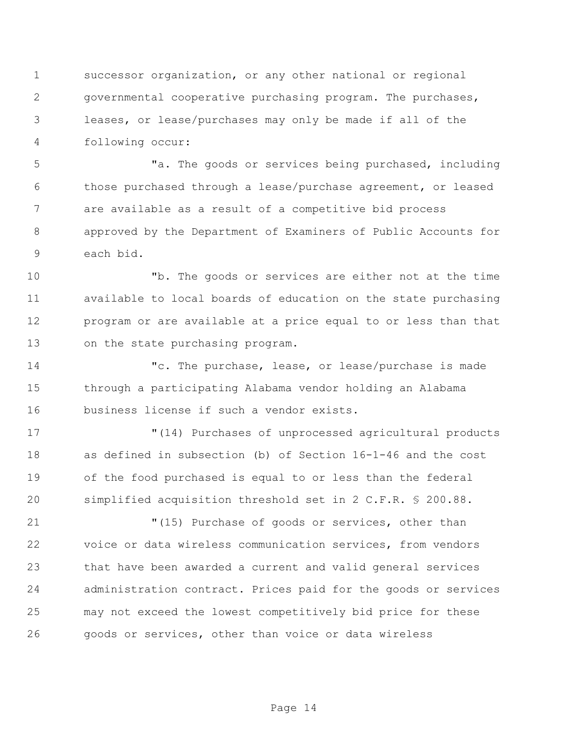successor organization, or any other national or regional governmental cooperative purchasing program. The purchases, leases, or lease/purchases may only be made if all of the following occur:

"a. The goods or services being purchased, including those purchased through a lease/purchase agreement, or leased are available as a result of a competitive bid process approved by the Department of Examiners of Public Accounts for each bid.

"b. The goods or services are either not at the time available to local boards of education on the state purchasing program or are available at a price equal to or less than that on the state purchasing program.

"c. The purchase, lease, or lease/purchase is made through a participating Alabama vendor holding an Alabama business license if such a vendor exists.

"(14) Purchases of unprocessed agricultural products as defined in subsection (b) of Section 16-1-46 and the cost of the food purchased is equal to or less than the federal simplified acquisition threshold set in 2 C.F.R. § 200.88.

"(15) Purchase of goods or services, other than voice or data wireless communication services, from vendors that have been awarded a current and valid general services administration contract. Prices paid for the goods or services may not exceed the lowest competitively bid price for these goods or services, other than voice or data wireless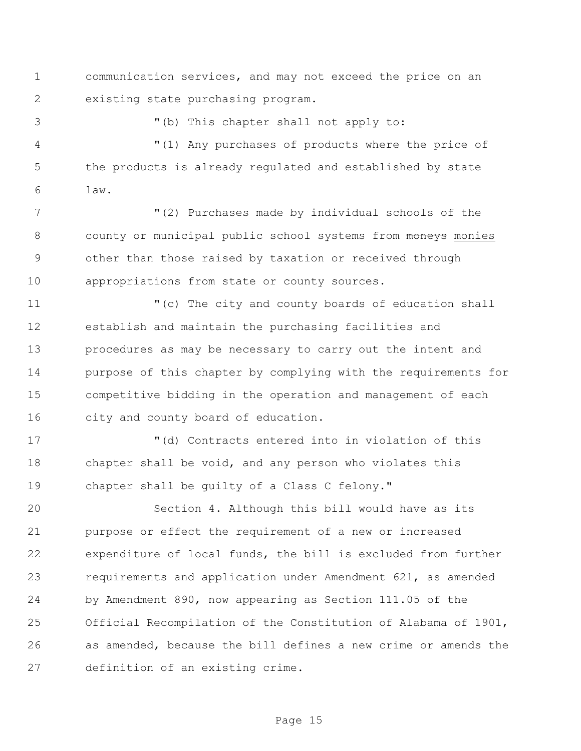communication services, and may not exceed the price on an existing state purchasing program.

"(b) This chapter shall not apply to:

"(1) Any purchases of products where the price of the products is already regulated and established by state law.

"(2) Purchases made by individual schools of the county or municipal public school systems from ~~moneys~~ monies other than those raised by taxation or received through appropriations from state or county sources.

"(c) The city and county boards of education shall establish and maintain the purchasing facilities and procedures as may be necessary to carry out the intent and purpose of this chapter by complying with the requirements for competitive bidding in the operation and management of each city and county board of education.

"(d) Contracts entered into in violation of this chapter shall be void, and any person who violates this chapter shall be guilty of a Class C felony."

Section 4. Although this bill would have as its purpose or effect the requirement of a new or increased expenditure of local funds, the bill is excluded from further requirements and application under Amendment 621, as amended by Amendment 890, now appearing as Section 111.05 of the Official Recompilation of the Constitution of Alabama of 1901, as amended, because the bill defines a new crime or amends the definition of an existing crime.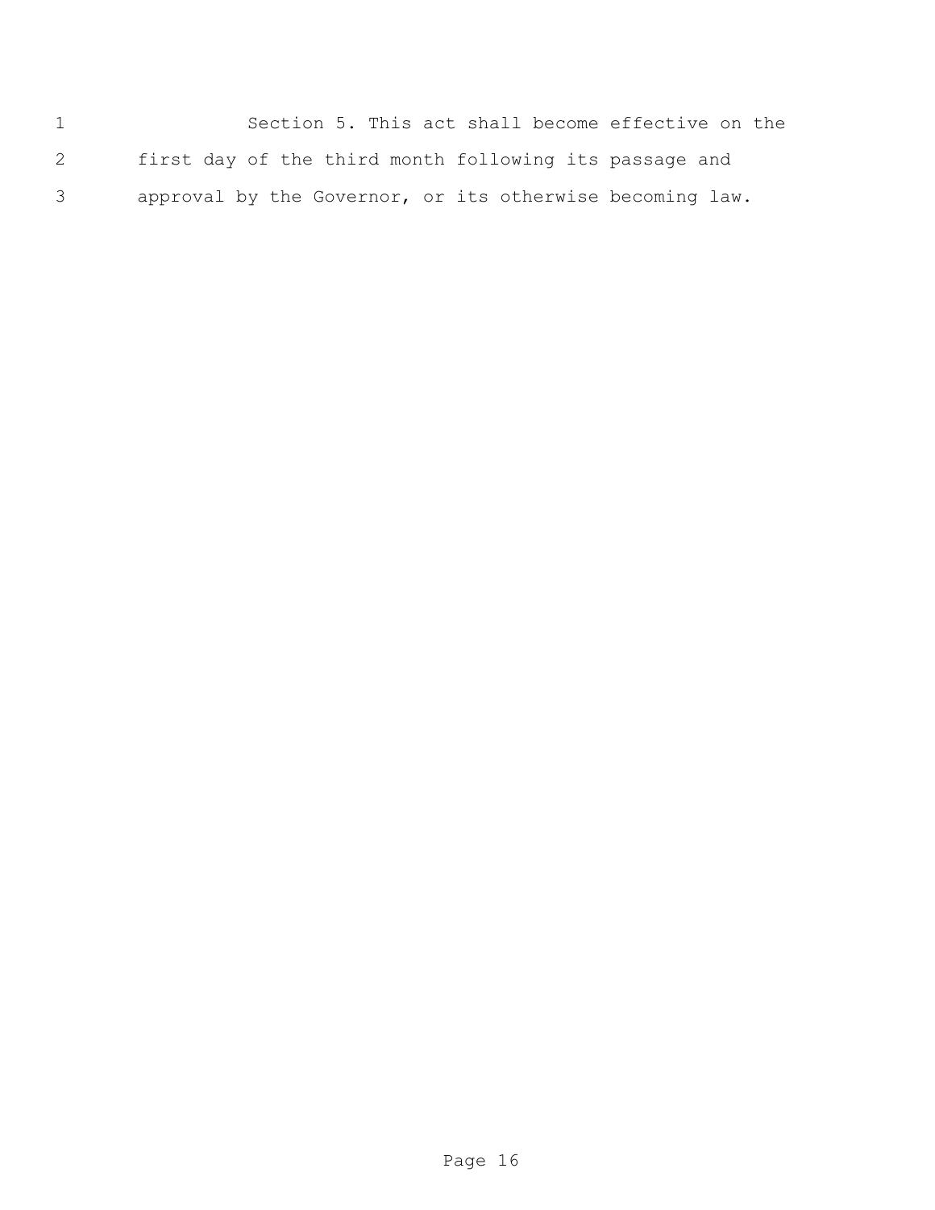Section 5. This act shall become effective on the first day of the third month following its passage and approval by the Governor, or its otherwise becoming law.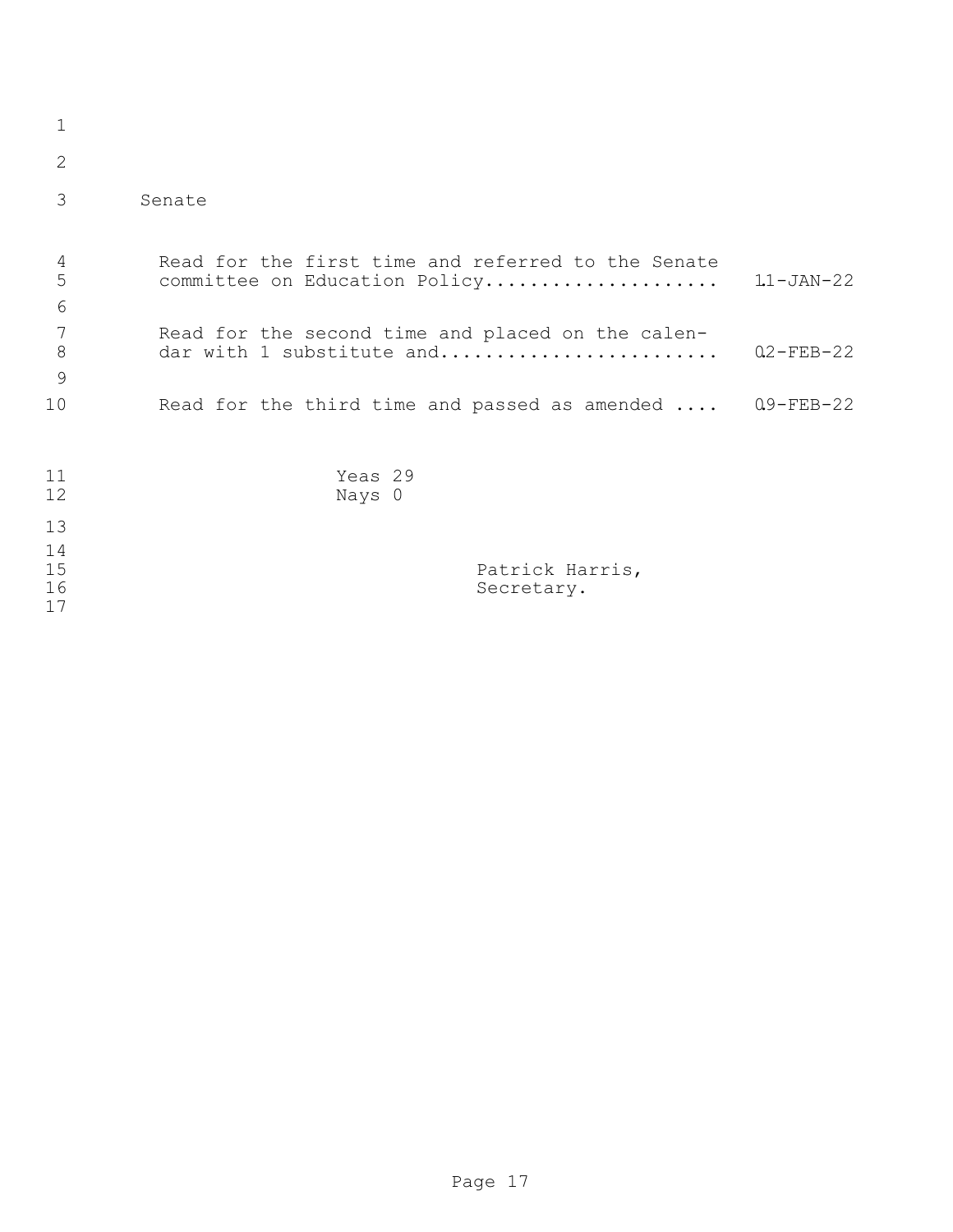Senate

Read for the first time and referred to the Senate committee on Education Policy.................... 11-JAN-22

Read for the second time and placed on the calendar with 1 substitute and........................ 02-FEB-22

Read for the third time and passed as amended .... 09-FEB-22

Yeas 29
Nays 0

Patrick Harris,
Secretary.